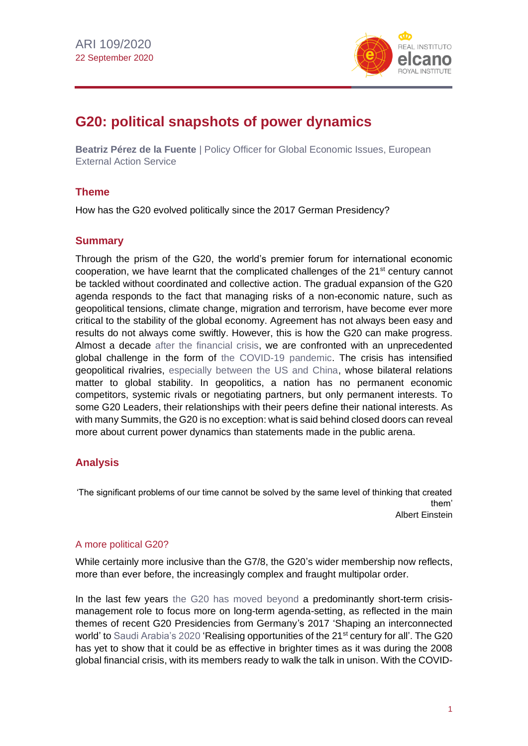ARI 109/2020
22 September 2020

# G20: political snapshots of power dynamics

**Beatriz Pérez de la Fuente** | Policy Officer for Global Economic Issues, European External Action Service

## Theme

How has the G20 evolved politically since the 2017 German Presidency?

## Summary

Through the prism of the G20, the world's premier forum for international economic cooperation, we have learnt that the complicated challenges of the 21st century cannot be tackled without coordinated and collective action. The gradual expansion of the G20 agenda responds to the fact that managing risks of a non-economic nature, such as geopolitical tensions, climate change, migration and terrorism, have become ever more critical to the stability of the global economy. Agreement has not always been easy and results do not always come swiftly. However, this is how the G20 can make progress. Almost a decade after the financial crisis, we are confronted with an unprecedented global challenge in the form of the COVID-19 pandemic. The crisis has intensified geopolitical rivalries, especially between the US and China, whose bilateral relations matter to global stability. In geopolitics, a nation has no permanent economic competitors, systemic rivals or negotiating partners, but only permanent interests. To some G20 Leaders, their relationships with their peers define their national interests. As with many Summits, the G20 is no exception: what is said behind closed doors can reveal more about current power dynamics than statements made in the public arena.

## Analysis

> 'The significant problems of our time cannot be solved by the same level of thinking that created them'
>
> Albert Einstein

### A more political G20?

While certainly more inclusive than the G7/8, the G20's wider membership now reflects, more than ever before, the increasingly complex and fraught multipolar order.

In the last few years the G20 has moved beyond a predominantly short-term crisis-management role to focus more on long-term agenda-setting, as reflected in the main themes of recent G20 Presidencies from Germany's 2017 'Shaping an interconnected world' to Saudi Arabia's 2020 'Realising opportunities of the 21st century for all'. The G20 has yet to show that it could be as effective in brighter times as it was during the 2008 global financial crisis, with its members ready to walk the talk in unison. With the COVID-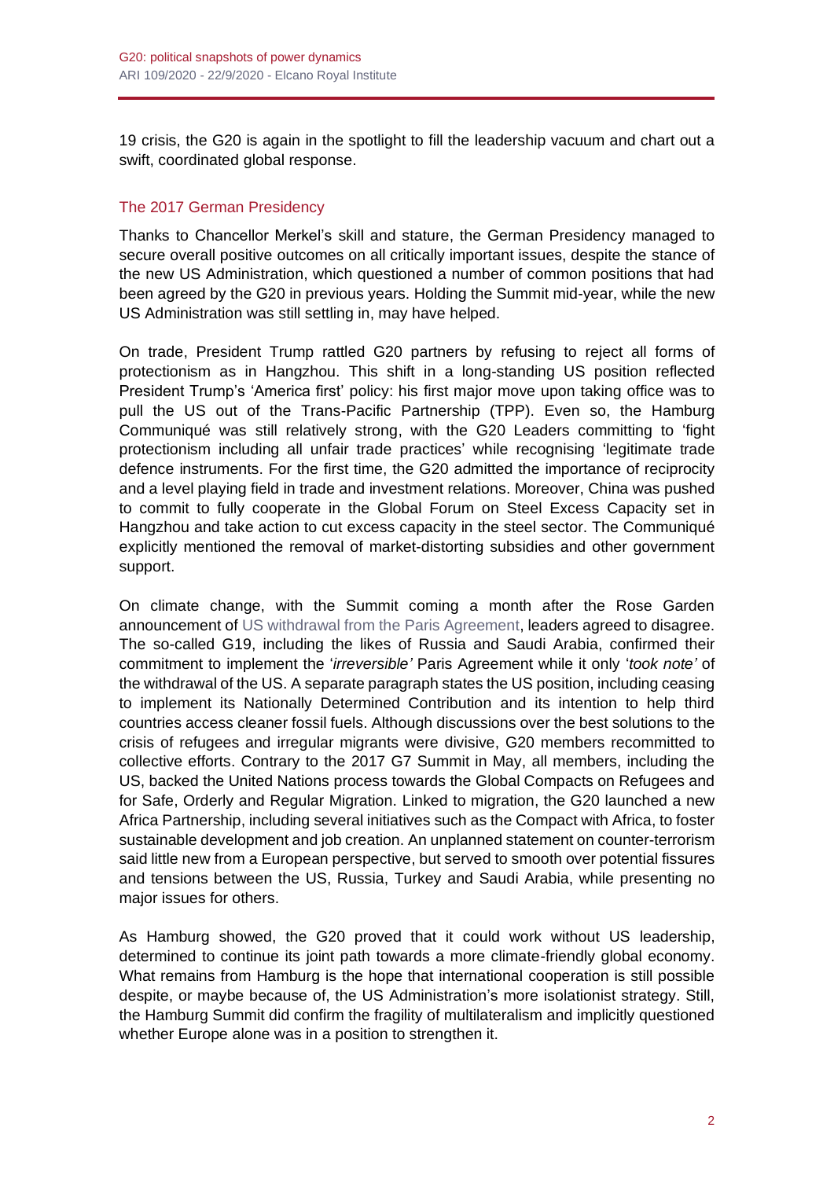19 crisis, the G20 is again in the spotlight to fill the leadership vacuum and chart out a swift, coordinated global response.

## The 2017 German Presidency

Thanks to Chancellor Merkel's skill and stature, the German Presidency managed to secure overall positive outcomes on all critically important issues, despite the stance of the new US Administration, which questioned a number of common positions that had been agreed by the G20 in previous years. Holding the Summit mid-year, while the new US Administration was still settling in, may have helped.

On trade, President Trump rattled G20 partners by refusing to reject all forms of protectionism as in Hangzhou. This shift in a long-standing US position reflected President Trump's 'America first' policy: his first major move upon taking office was to pull the US out of the Trans-Pacific Partnership (TPP). Even so, the Hamburg Communiqué was still relatively strong, with the G20 Leaders committing to 'fight protectionism including all unfair trade practices' while recognising 'legitimate trade defence instruments. For the first time, the G20 admitted the importance of reciprocity and a level playing field in trade and investment relations. Moreover, China was pushed to commit to fully cooperate in the Global Forum on Steel Excess Capacity set in Hangzhou and take action to cut excess capacity in the steel sector. The Communiqué explicitly mentioned the removal of market-distorting subsidies and other government support.

On climate change, with the Summit coming a month after the Rose Garden announcement of US withdrawal from the Paris Agreement, leaders agreed to disagree. The so-called G19, including the likes of Russia and Saudi Arabia, confirmed their commitment to implement the '*irreversible'* Paris Agreement while it only '*took note'* of the withdrawal of the US. A separate paragraph states the US position, including ceasing to implement its Nationally Determined Contribution and its intention to help third countries access cleaner fossil fuels. Although discussions over the best solutions to the crisis of refugees and irregular migrants were divisive, G20 members recommitted to collective efforts. Contrary to the 2017 G7 Summit in May, all members, including the US, backed the United Nations process towards the Global Compacts on Refugees and for Safe, Orderly and Regular Migration. Linked to migration, the G20 launched a new Africa Partnership, including several initiatives such as the Compact with Africa, to foster sustainable development and job creation. An unplanned statement on counter-terrorism said little new from a European perspective, but served to smooth over potential fissures and tensions between the US, Russia, Turkey and Saudi Arabia, while presenting no major issues for others.

As Hamburg showed, the G20 proved that it could work without US leadership, determined to continue its joint path towards a more climate-friendly global economy. What remains from Hamburg is the hope that international cooperation is still possible despite, or maybe because of, the US Administration's more isolationist strategy. Still, the Hamburg Summit did confirm the fragility of multilateralism and implicitly questioned whether Europe alone was in a position to strengthen it.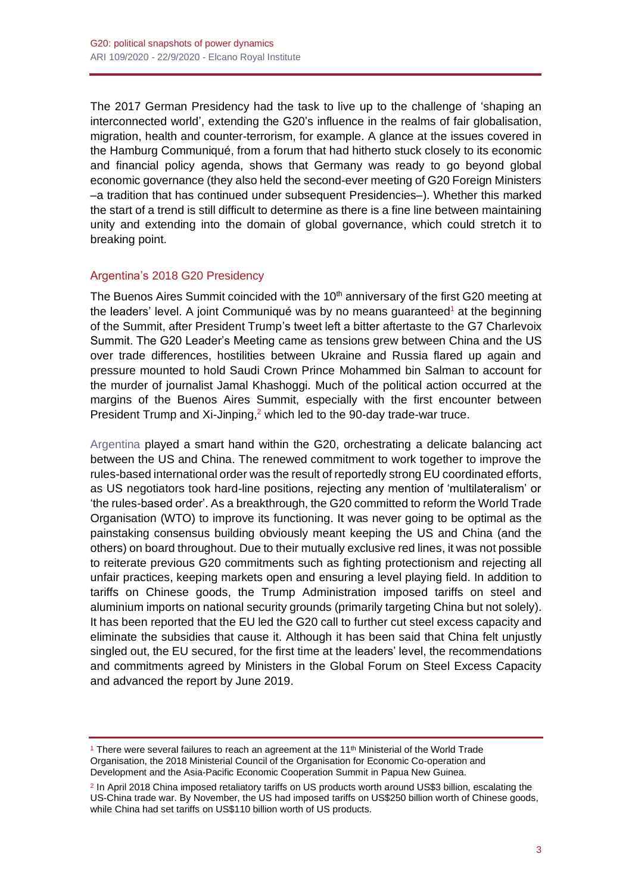The 2017 German Presidency had the task to live up to the challenge of 'shaping an interconnected world', extending the G20's influence in the realms of fair globalisation, migration, health and counter-terrorism, for example. A glance at the issues covered in the Hamburg Communiqué, from a forum that had hitherto stuck closely to its economic and financial policy agenda, shows that Germany was ready to go beyond global economic governance (they also held the second-ever meeting of G20 Foreign Ministers –a tradition that has continued under subsequent Presidencies–). Whether this marked the start of a trend is still difficult to determine as there is a fine line between maintaining unity and extending into the domain of global governance, which could stretch it to breaking point.

## Argentina's 2018 G20 Presidency

The Buenos Aires Summit coincided with the 10th anniversary of the first G20 meeting at the leaders' level. A joint Communiqué was by no means guaranteed[1] at the beginning of the Summit, after President Trump's tweet left a bitter aftertaste to the G7 Charlevoix Summit. The G20 Leader's Meeting came as tensions grew between China and the US over trade differences, hostilities between Ukraine and Russia flared up again and pressure mounted to hold Saudi Crown Prince Mohammed bin Salman to account for the murder of journalist Jamal Khashoggi. Much of the political action occurred at the margins of the Buenos Aires Summit, especially with the first encounter between President Trump and Xi-Jinping,[2] which led to the 90-day trade-war truce.

Argentina played a smart hand within the G20, orchestrating a delicate balancing act between the US and China. The renewed commitment to work together to improve the rules-based international order was the result of reportedly strong EU coordinated efforts, as US negotiators took hard-line positions, rejecting any mention of 'multilateralism' or 'the rules-based order'. As a breakthrough, the G20 committed to reform the World Trade Organisation (WTO) to improve its functioning. It was never going to be optimal as the painstaking consensus building obviously meant keeping the US and China (and the others) on board throughout. Due to their mutually exclusive red lines, it was not possible to reiterate previous G20 commitments such as fighting protectionism and rejecting all unfair practices, keeping markets open and ensuring a level playing field. In addition to tariffs on Chinese goods, the Trump Administration imposed tariffs on steel and aluminium imports on national security grounds (primarily targeting China but not solely). It has been reported that the EU led the G20 call to further cut steel excess capacity and eliminate the subsidies that cause it. Although it has been said that China felt unjustly singled out, the EU secured, for the first time at the leaders' level, the recommendations and commitments agreed by Ministers in the Global Forum on Steel Excess Capacity and advanced the report by June 2019.

---

[1] There were several failures to reach an agreement at the 11th Ministerial of the World Trade Organisation, the 2018 Ministerial Council of the Organisation for Economic Co-operation and Development and the Asia-Pacific Economic Cooperation Summit in Papua New Guinea.

[2] In April 2018 China imposed retaliatory tariffs on US products worth around US$3 billion, escalating the US-China trade war. By November, the US had imposed tariffs on US$250 billion worth of Chinese goods, while China had set tariffs on US$110 billion worth of US products.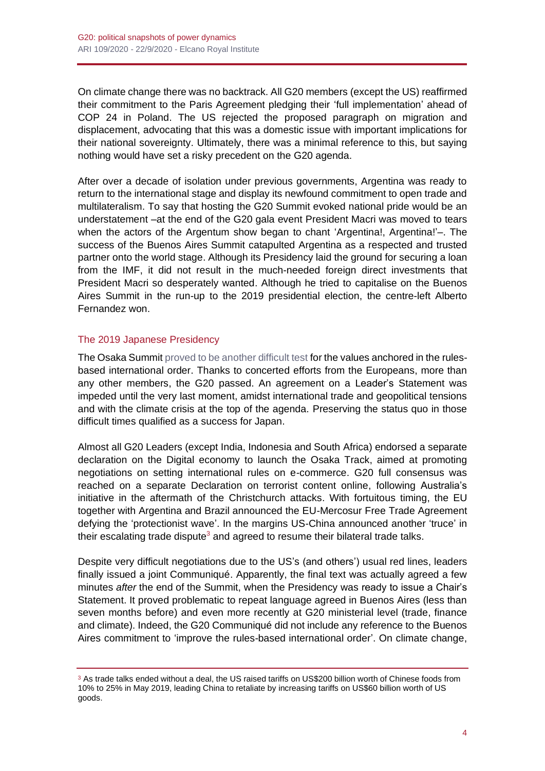On climate change there was no backtrack. All G20 members (except the US) reaffirmed their commitment to the Paris Agreement pledging their 'full implementation' ahead of COP 24 in Poland. The US rejected the proposed paragraph on migration and displacement, advocating that this was a domestic issue with important implications for their national sovereignty. Ultimately, there was a minimal reference to this, but saying nothing would have set a risky precedent on the G20 agenda.

After over a decade of isolation under previous governments, Argentina was ready to return to the international stage and display its newfound commitment to open trade and multilateralism. To say that hosting the G20 Summit evoked national pride would be an understatement –at the end of the G20 gala event President Macri was moved to tears when the actors of the Argentum show began to chant 'Argentina!, Argentina!'–. The success of the Buenos Aires Summit catapulted Argentina as a respected and trusted partner onto the world stage. Although its Presidency laid the ground for securing a loan from the IMF, it did not result in the much-needed foreign direct investments that President Macri so desperately wanted. Although he tried to capitalise on the Buenos Aires Summit in the run-up to the 2019 presidential election, the centre-left Alberto Fernandez won.

## The 2019 Japanese Presidency

The Osaka Summit proved to be another difficult test for the values anchored in the rules-based international order. Thanks to concerted efforts from the Europeans, more than any other members, the G20 passed. An agreement on a Leader's Statement was impeded until the very last moment, amidst international trade and geopolitical tensions and with the climate crisis at the top of the agenda. Preserving the status quo in those difficult times qualified as a success for Japan.

Almost all G20 Leaders (except India, Indonesia and South Africa) endorsed a separate declaration on the Digital economy to launch the Osaka Track, aimed at promoting negotiations on setting international rules on e-commerce. G20 full consensus was reached on a separate Declaration on terrorist content online, following Australia's initiative in the aftermath of the Christchurch attacks. With fortuitous timing, the EU together with Argentina and Brazil announced the EU-Mercosur Free Trade Agreement defying the 'protectionist wave'. In the margins US-China announced another 'truce' in their escalating trade dispute[3] and agreed to resume their bilateral trade talks.

Despite very difficult negotiations due to the US's (and others') usual red lines, leaders finally issued a joint Communiqué. Apparently, the final text was actually agreed a few minutes *after* the end of the Summit, when the Presidency was ready to issue a Chair's Statement. It proved problematic to repeat language agreed in Buenos Aires (less than seven months before) and even more recently at G20 ministerial level (trade, finance and climate). Indeed, the G20 Communiqué did not include any reference to the Buenos Aires commitment to 'improve the rules-based international order'. On climate change,

---

[3] As trade talks ended without a deal, the US raised tariffs on US$200 billion worth of Chinese foods from 10% to 25% in May 2019, leading China to retaliate by increasing tariffs on US$60 billion worth of US goods.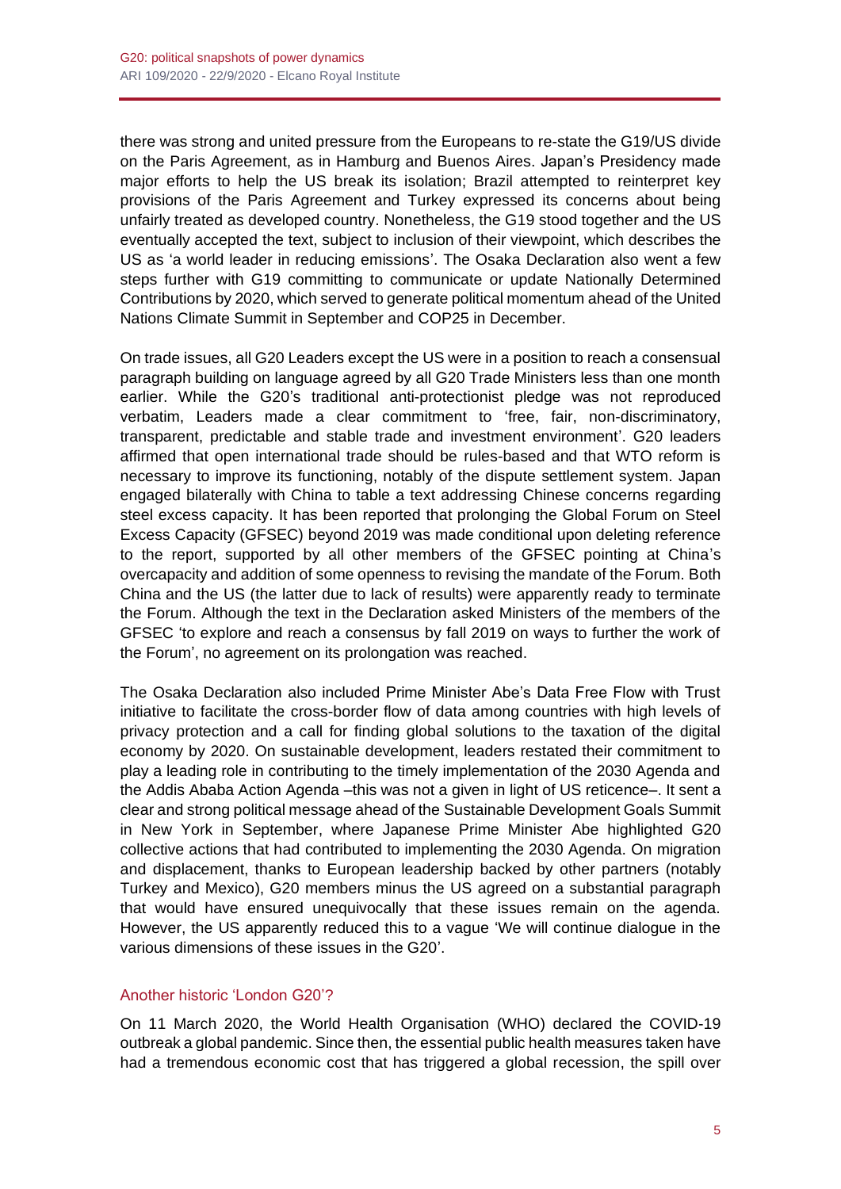there was strong and united pressure from the Europeans to re-state the G19/US divide on the Paris Agreement, as in Hamburg and Buenos Aires. Japan's Presidency made major efforts to help the US break its isolation; Brazil attempted to reinterpret key provisions of the Paris Agreement and Turkey expressed its concerns about being unfairly treated as developed country. Nonetheless, the G19 stood together and the US eventually accepted the text, subject to inclusion of their viewpoint, which describes the US as 'a world leader in reducing emissions'. The Osaka Declaration also went a few steps further with G19 committing to communicate or update Nationally Determined Contributions by 2020, which served to generate political momentum ahead of the United Nations Climate Summit in September and COP25 in December.

On trade issues, all G20 Leaders except the US were in a position to reach a consensual paragraph building on language agreed by all G20 Trade Ministers less than one month earlier. While the G20's traditional anti-protectionist pledge was not reproduced verbatim, Leaders made a clear commitment to 'free, fair, non-discriminatory, transparent, predictable and stable trade and investment environment'. G20 leaders affirmed that open international trade should be rules-based and that WTO reform is necessary to improve its functioning, notably of the dispute settlement system. Japan engaged bilaterally with China to table a text addressing Chinese concerns regarding steel excess capacity. It has been reported that prolonging the Global Forum on Steel Excess Capacity (GFSEC) beyond 2019 was made conditional upon deleting reference to the report, supported by all other members of the GFSEC pointing at China's overcapacity and addition of some openness to revising the mandate of the Forum. Both China and the US (the latter due to lack of results) were apparently ready to terminate the Forum. Although the text in the Declaration asked Ministers of the members of the GFSEC 'to explore and reach a consensus by fall 2019 on ways to further the work of the Forum', no agreement on its prolongation was reached.

The Osaka Declaration also included Prime Minister Abe's Data Free Flow with Trust initiative to facilitate the cross-border flow of data among countries with high levels of privacy protection and a call for finding global solutions to the taxation of the digital economy by 2020. On sustainable development, leaders restated their commitment to play a leading role in contributing to the timely implementation of the 2030 Agenda and the Addis Ababa Action Agenda –this was not a given in light of US reticence–. It sent a clear and strong political message ahead of the Sustainable Development Goals Summit in New York in September, where Japanese Prime Minister Abe highlighted G20 collective actions that had contributed to implementing the 2030 Agenda. On migration and displacement, thanks to European leadership backed by other partners (notably Turkey and Mexico), G20 members minus the US agreed on a substantial paragraph that would have ensured unequivocally that these issues remain on the agenda. However, the US apparently reduced this to a vague 'We will continue dialogue in the various dimensions of these issues in the G20'.

## Another historic 'London G20'?

On 11 March 2020, the World Health Organisation (WHO) declared the COVID-19 outbreak a global pandemic. Since then, the essential public health measures taken have had a tremendous economic cost that has triggered a global recession, the spill over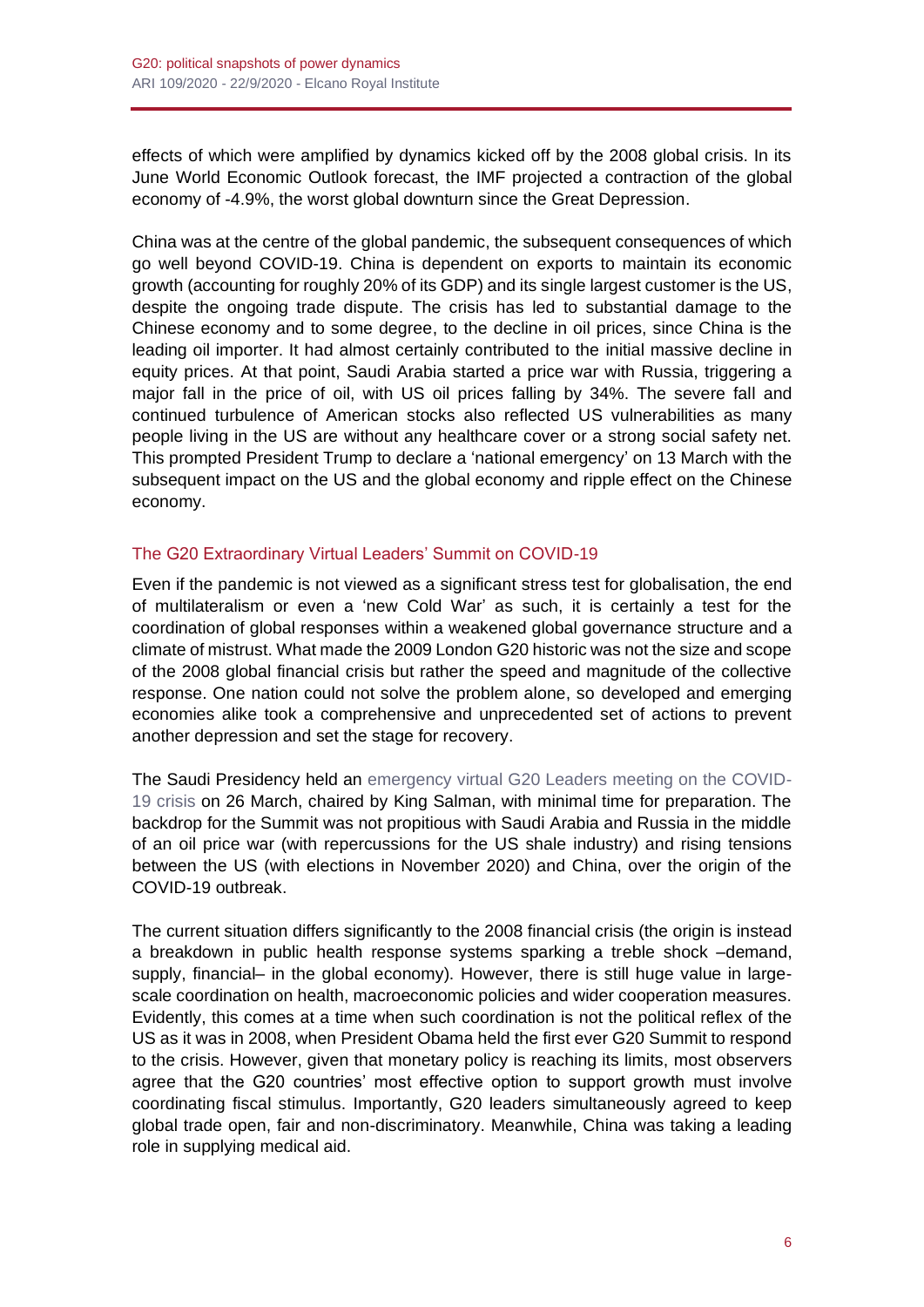effects of which were amplified by dynamics kicked off by the 2008 global crisis. In its June World Economic Outlook forecast, the IMF projected a contraction of the global economy of -4.9%, the worst global downturn since the Great Depression.

China was at the centre of the global pandemic, the subsequent consequences of which go well beyond COVID-19. China is dependent on exports to maintain its economic growth (accounting for roughly 20% of its GDP) and its single largest customer is the US, despite the ongoing trade dispute. The crisis has led to substantial damage to the Chinese economy and to some degree, to the decline in oil prices, since China is the leading oil importer. It had almost certainly contributed to the initial massive decline in equity prices. At that point, Saudi Arabia started a price war with Russia, triggering a major fall in the price of oil, with US oil prices falling by 34%. The severe fall and continued turbulence of American stocks also reflected US vulnerabilities as many people living in the US are without any healthcare cover or a strong social safety net. This prompted President Trump to declare a 'national emergency' on 13 March with the subsequent impact on the US and the global economy and ripple effect on the Chinese economy.

## The G20 Extraordinary Virtual Leaders' Summit on COVID-19

Even if the pandemic is not viewed as a significant stress test for globalisation, the end of multilateralism or even a 'new Cold War' as such, it is certainly a test for the coordination of global responses within a weakened global governance structure and a climate of mistrust. What made the 2009 London G20 historic was not the size and scope of the 2008 global financial crisis but rather the speed and magnitude of the collective response. One nation could not solve the problem alone, so developed and emerging economies alike took a comprehensive and unprecedented set of actions to prevent another depression and set the stage for recovery.

The Saudi Presidency held an emergency virtual G20 Leaders meeting on the COVID-19 crisis on 26 March, chaired by King Salman, with minimal time for preparation. The backdrop for the Summit was not propitious with Saudi Arabia and Russia in the middle of an oil price war (with repercussions for the US shale industry) and rising tensions between the US (with elections in November 2020) and China, over the origin of the COVID-19 outbreak.

The current situation differs significantly to the 2008 financial crisis (the origin is instead a breakdown in public health response systems sparking a treble shock –demand, supply, financial– in the global economy). However, there is still huge value in large-scale coordination on health, macroeconomic policies and wider cooperation measures. Evidently, this comes at a time when such coordination is not the political reflex of the US as it was in 2008, when President Obama held the first ever G20 Summit to respond to the crisis. However, given that monetary policy is reaching its limits, most observers agree that the G20 countries' most effective option to support growth must involve coordinating fiscal stimulus. Importantly, G20 leaders simultaneously agreed to keep global trade open, fair and non-discriminatory. Meanwhile, China was taking a leading role in supplying medical aid.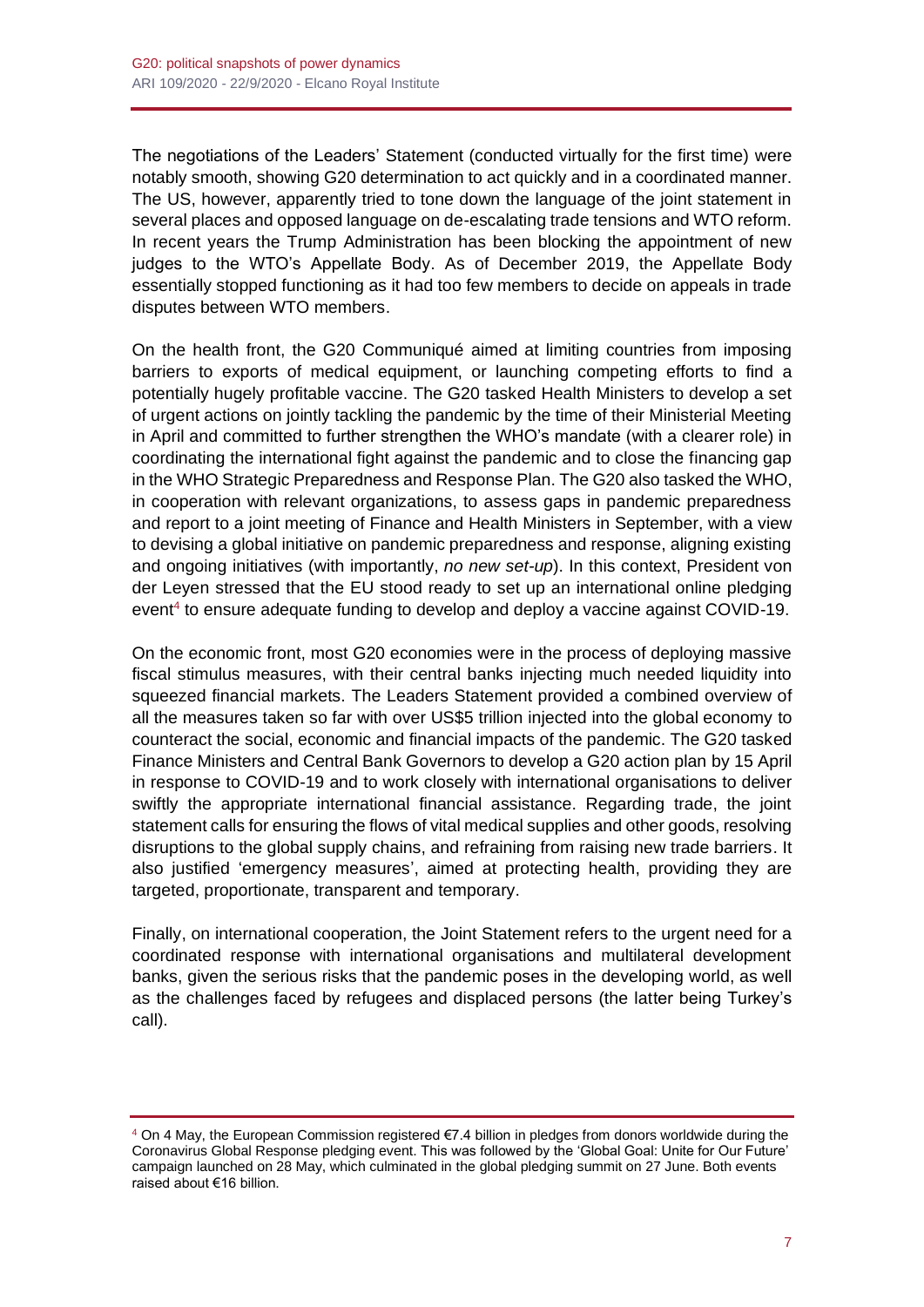The negotiations of the Leaders' Statement (conducted virtually for the first time) were notably smooth, showing G20 determination to act quickly and in a coordinated manner. The US, however, apparently tried to tone down the language of the joint statement in several places and opposed language on de-escalating trade tensions and WTO reform. In recent years the Trump Administration has been blocking the appointment of new judges to the WTO's Appellate Body. As of December 2019, the Appellate Body essentially stopped functioning as it had too few members to decide on appeals in trade disputes between WTO members.

On the health front, the G20 Communiqué aimed at limiting countries from imposing barriers to exports of medical equipment, or launching competing efforts to find a potentially hugely profitable vaccine. The G20 tasked Health Ministers to develop a set of urgent actions on jointly tackling the pandemic by the time of their Ministerial Meeting in April and committed to further strengthen the WHO's mandate (with a clearer role) in coordinating the international fight against the pandemic and to close the financing gap in the WHO Strategic Preparedness and Response Plan. The G20 also tasked the WHO, in cooperation with relevant organizations, to assess gaps in pandemic preparedness and report to a joint meeting of Finance and Health Ministers in September, with a view to devising a global initiative on pandemic preparedness and response, aligning existing and ongoing initiatives (with importantly, *no new set-up*). In this context, President von der Leyen stressed that the EU stood ready to set up an international online pledging event[4] to ensure adequate funding to develop and deploy a vaccine against COVID-19.

On the economic front, most G20 economies were in the process of deploying massive fiscal stimulus measures, with their central banks injecting much needed liquidity into squeezed financial markets. The Leaders Statement provided a combined overview of all the measures taken so far with over US$5 trillion injected into the global economy to counteract the social, economic and financial impacts of the pandemic. The G20 tasked Finance Ministers and Central Bank Governors to develop a G20 action plan by 15 April in response to COVID-19 and to work closely with international organisations to deliver swiftly the appropriate international financial assistance. Regarding trade, the joint statement calls for ensuring the flows of vital medical supplies and other goods, resolving disruptions to the global supply chains, and refraining from raising new trade barriers. It also justified 'emergency measures', aimed at protecting health, providing they are targeted, proportionate, transparent and temporary.

Finally, on international cooperation, the Joint Statement refers to the urgent need for a coordinated response with international organisations and multilateral development banks, given the serious risks that the pandemic poses in the developing world, as well as the challenges faced by refugees and displaced persons (the latter being Turkey's call).

---

[4] On 4 May, the European Commission registered €7.4 billion in pledges from donors worldwide during the Coronavirus Global Response pledging event. This was followed by the 'Global Goal: Unite for Our Future' campaign launched on 28 May, which culminated in the global pledging summit on 27 June. Both events raised about €16 billion.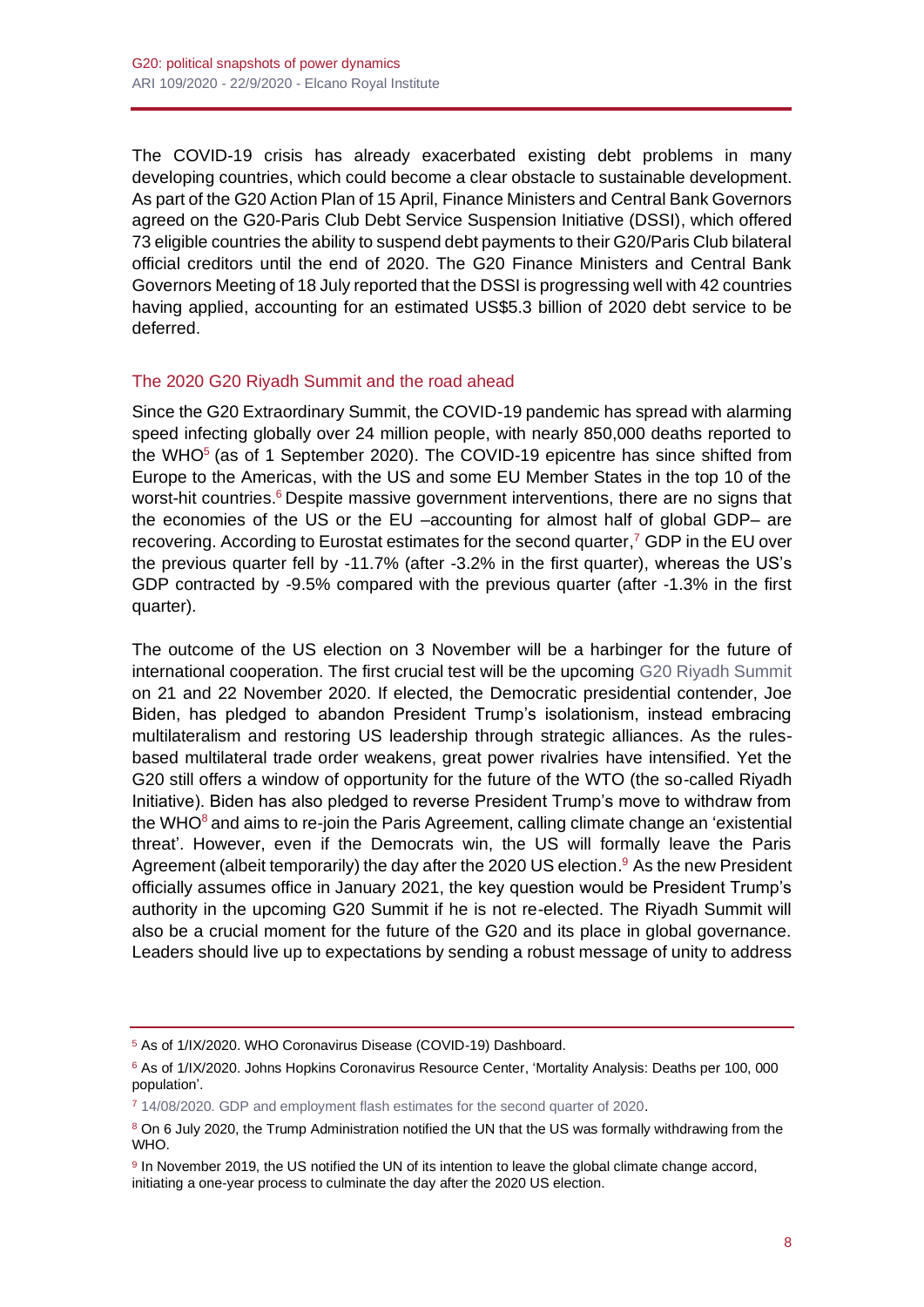The COVID-19 crisis has already exacerbated existing debt problems in many developing countries, which could become a clear obstacle to sustainable development. As part of the G20 Action Plan of 15 April, Finance Ministers and Central Bank Governors agreed on the G20-Paris Club Debt Service Suspension Initiative (DSSI), which offered 73 eligible countries the ability to suspend debt payments to their G20/Paris Club bilateral official creditors until the end of 2020. The G20 Finance Ministers and Central Bank Governors Meeting of 18 July reported that the DSSI is progressing well with 42 countries having applied, accounting for an estimated US$5.3 billion of 2020 debt service to be deferred.

## The 2020 G20 Riyadh Summit and the road ahead

Since the G20 Extraordinary Summit, the COVID-19 pandemic has spread with alarming speed infecting globally over 24 million people, with nearly 850,000 deaths reported to the WHO[5] (as of 1 September 2020). The COVID-19 epicentre has since shifted from Europe to the Americas, with the US and some EU Member States in the top 10 of the worst-hit countries.[6] Despite massive government interventions, there are no signs that the economies of the US or the EU –accounting for almost half of global GDP– are recovering. According to Eurostat estimates for the second quarter,[7] GDP in the EU over the previous quarter fell by -11.7% (after -3.2% in the first quarter), whereas the US's GDP contracted by -9.5% compared with the previous quarter (after -1.3% in the first quarter).

The outcome of the US election on 3 November will be a harbinger for the future of international cooperation. The first crucial test will be the upcoming G20 Riyadh Summit on 21 and 22 November 2020. If elected, the Democratic presidential contender, Joe Biden, has pledged to abandon President Trump's isolationism, instead embracing multilateralism and restoring US leadership through strategic alliances. As the rules-based multilateral trade order weakens, great power rivalries have intensified. Yet the G20 still offers a window of opportunity for the future of the WTO (the so-called Riyadh Initiative). Biden has also pledged to reverse President Trump's move to withdraw from the WHO[8] and aims to re-join the Paris Agreement, calling climate change an 'existential threat'. However, even if the Democrats win, the US will formally leave the Paris Agreement (albeit temporarily) the day after the 2020 US election.[9] As the new President officially assumes office in January 2021, the key question would be President Trump's authority in the upcoming G20 Summit if he is not re-elected. The Riyadh Summit will also be a crucial moment for the future of the G20 and its place in global governance. Leaders should live up to expectations by sending a robust message of unity to address

---

[5] As of 1/IX/2020. WHO Coronavirus Disease (COVID-19) Dashboard.

[6] As of 1/IX/2020. Johns Hopkins Coronavirus Resource Center, 'Mortality Analysis: Deaths per 100, 000 population'.

[7] 14/08/2020. GDP and employment flash estimates for the second quarter of 2020.

[8] On 6 July 2020, the Trump Administration notified the UN that the US was formally withdrawing from the WHO.

[9] In November 2019, the US notified the UN of its intention to leave the global climate change accord, initiating a one-year process to culminate the day after the 2020 US election.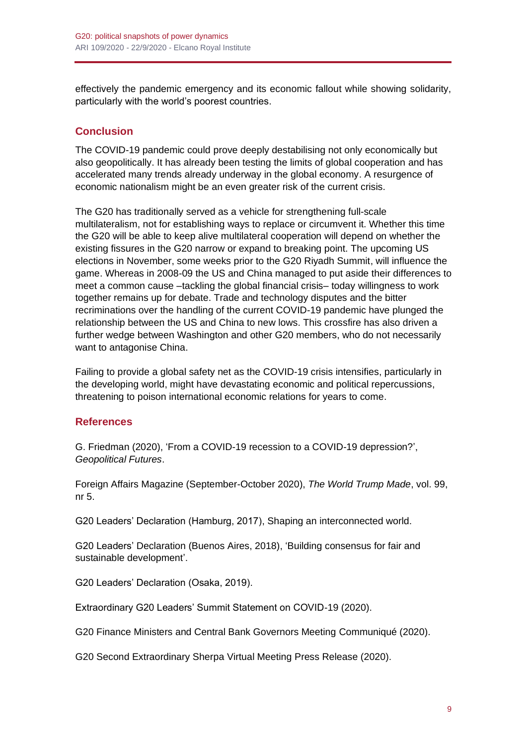effectively the pandemic emergency and its economic fallout while showing solidarity, particularly with the world's poorest countries.

## Conclusion

The COVID-19 pandemic could prove deeply destabilising not only economically but also geopolitically. It has already been testing the limits of global cooperation and has accelerated many trends already underway in the global economy. A resurgence of economic nationalism might be an even greater risk of the current crisis.

The G20 has traditionally served as a vehicle for strengthening full-scale multilateralism, not for establishing ways to replace or circumvent it. Whether this time the G20 will be able to keep alive multilateral cooperation will depend on whether the existing fissures in the G20 narrow or expand to breaking point. The upcoming US elections in November, some weeks prior to the G20 Riyadh Summit, will influence the game. Whereas in 2008-09 the US and China managed to put aside their differences to meet a common cause –tackling the global financial crisis– today willingness to work together remains up for debate. Trade and technology disputes and the bitter recriminations over the handling of the current COVID-19 pandemic have plunged the relationship between the US and China to new lows. This crossfire has also driven a further wedge between Washington and other G20 members, who do not necessarily want to antagonise China.

Failing to provide a global safety net as the COVID-19 crisis intensifies, particularly in the developing world, might have devastating economic and political repercussions, threatening to poison international economic relations for years to come.

## References

G. Friedman (2020), 'From a COVID-19 recession to a COVID-19 depression?', *Geopolitical Futures*.

Foreign Affairs Magazine (September-October 2020), *The World Trump Made*, vol. 99, nr 5.

G20 Leaders' Declaration (Hamburg, 2017), Shaping an interconnected world.

G20 Leaders' Declaration (Buenos Aires, 2018), 'Building consensus for fair and sustainable development'.

G20 Leaders' Declaration (Osaka, 2019).

Extraordinary G20 Leaders' Summit Statement on COVID-19 (2020).

G20 Finance Ministers and Central Bank Governors Meeting Communiqué (2020).

G20 Second Extraordinary Sherpa Virtual Meeting Press Release (2020).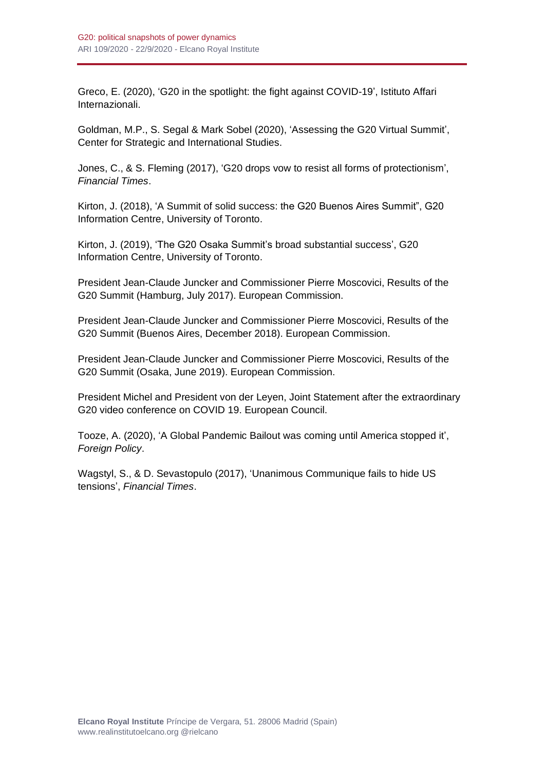Greco, E. (2020), 'G20 in the spotlight: the fight against COVID-19', Istituto Affari Internazionali.

Goldman, M.P., S. Segal & Mark Sobel (2020), 'Assessing the G20 Virtual Summit', Center for Strategic and International Studies.

Jones, C., & S. Fleming (2017), 'G20 drops vow to resist all forms of protectionism', *Financial Times*.

Kirton, J. (2018), 'A Summit of solid success: the G20 Buenos Aires Summit", G20 Information Centre, University of Toronto.

Kirton, J. (2019), 'The G20 Osaka Summit's broad substantial success', G20 Information Centre, University of Toronto.

President Jean-Claude Juncker and Commissioner Pierre Moscovici, Results of the G20 Summit (Hamburg, July 2017). European Commission.

President Jean-Claude Juncker and Commissioner Pierre Moscovici, Results of the G20 Summit (Buenos Aires, December 2018). European Commission.

President Jean-Claude Juncker and Commissioner Pierre Moscovici, Results of the G20 Summit (Osaka, June 2019). European Commission.

President Michel and President von der Leyen, Joint Statement after the extraordinary G20 video conference on COVID 19. European Council.

Tooze, A. (2020), 'A Global Pandemic Bailout was coming until America stopped it', *Foreign Policy*.

Wagstyl, S., & D. Sevastopulo (2017), 'Unanimous Communique fails to hide US tensions', *Financial Times*.